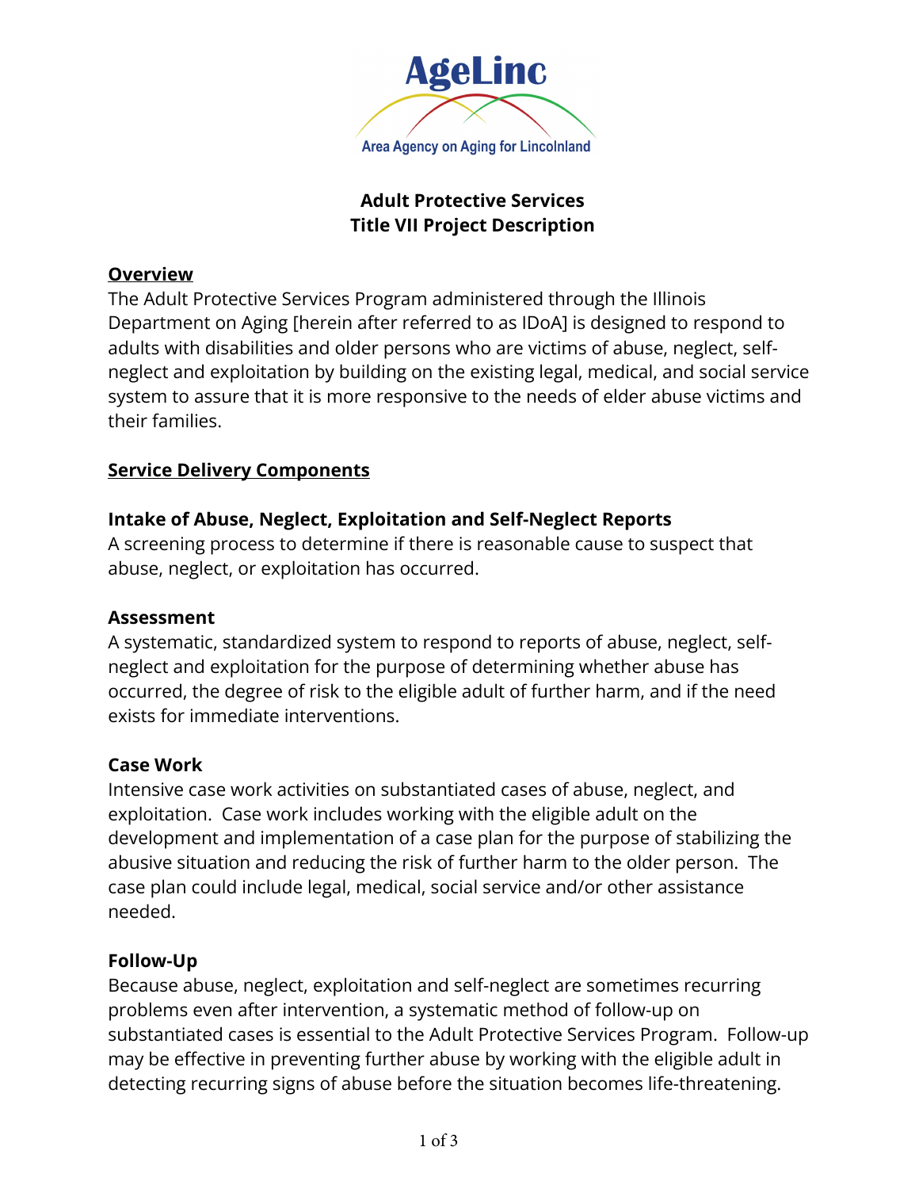AgeLinc

Area Agency on Aging for Lincolnland

# Adult Protective Services
# Title VII Project Description

## Overview

The Adult Protective Services Program administered through the Illinois Department on Aging [herein after referred to as IDoA] is designed to respond to adults with disabilities and older persons who are victims of abuse, neglect, self-neglect and exploitation by building on the existing legal, medical, and social service system to assure that it is more responsive to the needs of elder abuse victims and their families.

## Service Delivery Components

### Intake of Abuse, Neglect, Exploitation and Self-Neglect Reports

A screening process to determine if there is reasonable cause to suspect that abuse, neglect, or exploitation has occurred.

### Assessment

A systematic, standardized system to respond to reports of abuse, neglect, self-neglect and exploitation for the purpose of determining whether abuse has occurred, the degree of risk to the eligible adult of further harm, and if the need exists for immediate interventions.

### Case Work

Intensive case work activities on substantiated cases of abuse, neglect, and exploitation. Case work includes working with the eligible adult on the development and implementation of a case plan for the purpose of stabilizing the abusive situation and reducing the risk of further harm to the older person. The case plan could include legal, medical, social service and/or other assistance needed.

### Follow-Up

Because abuse, neglect, exploitation and self-neglect are sometimes recurring problems even after intervention, a systematic method of follow-up on substantiated cases is essential to the Adult Protective Services Program. Follow-up may be effective in preventing further abuse by working with the eligible adult in detecting recurring signs of abuse before the situation becomes life-threatening.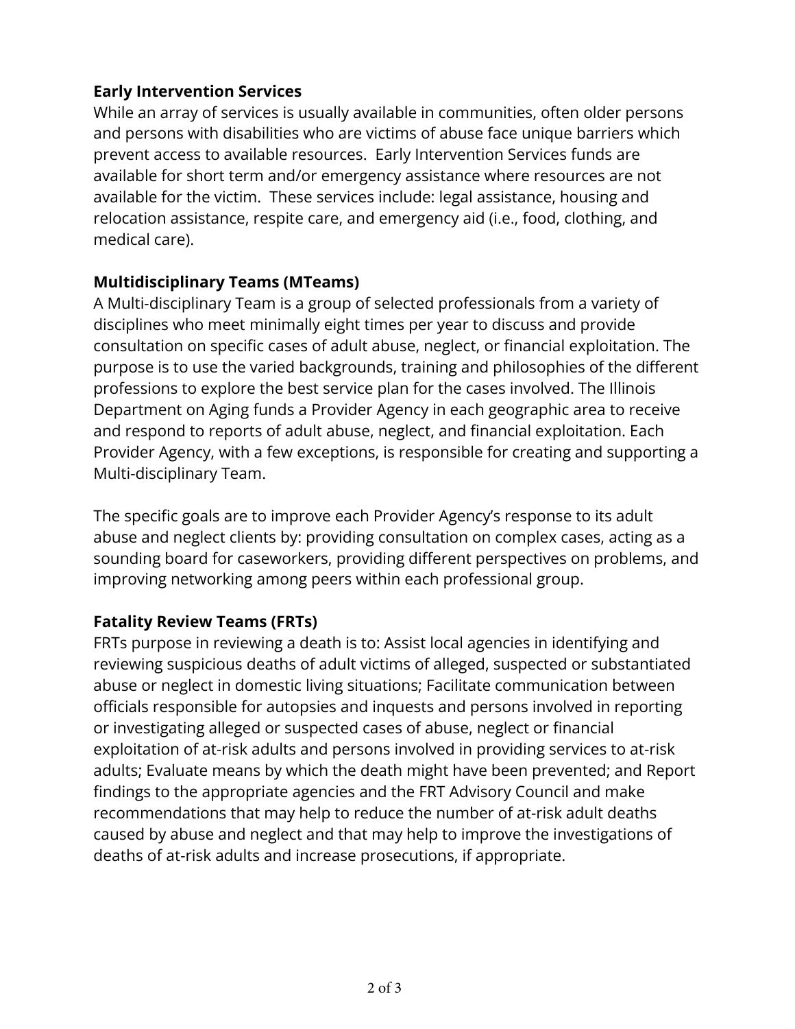## Early Intervention Services

While an array of services is usually available in communities, often older persons and persons with disabilities who are victims of abuse face unique barriers which prevent access to available resources. Early Intervention Services funds are available for short term and/or emergency assistance where resources are not available for the victim. These services include: legal assistance, housing and relocation assistance, respite care, and emergency aid (i.e., food, clothing, and medical care).

## Multidisciplinary Teams (MTeams)

A Multi-disciplinary Team is a group of selected professionals from a variety of disciplines who meet minimally eight times per year to discuss and provide consultation on specific cases of adult abuse, neglect, or financial exploitation. The purpose is to use the varied backgrounds, training and philosophies of the different professions to explore the best service plan for the cases involved. The Illinois Department on Aging funds a Provider Agency in each geographic area to receive and respond to reports of adult abuse, neglect, and financial exploitation. Each Provider Agency, with a few exceptions, is responsible for creating and supporting a Multi-disciplinary Team.

The specific goals are to improve each Provider Agency's response to its adult abuse and neglect clients by: providing consultation on complex cases, acting as a sounding board for caseworkers, providing different perspectives on problems, and improving networking among peers within each professional group.

## Fatality Review Teams (FRTs)

FRTs purpose in reviewing a death is to: Assist local agencies in identifying and reviewing suspicious deaths of adult victims of alleged, suspected or substantiated abuse or neglect in domestic living situations; Facilitate communication between officials responsible for autopsies and inquests and persons involved in reporting or investigating alleged or suspected cases of abuse, neglect or financial exploitation of at-risk adults and persons involved in providing services to at-risk adults; Evaluate means by which the death might have been prevented; and Report findings to the appropriate agencies and the FRT Advisory Council and make recommendations that may help to reduce the number of at-risk adult deaths caused by abuse and neglect and that may help to improve the investigations of deaths of at-risk adults and increase prosecutions, if appropriate.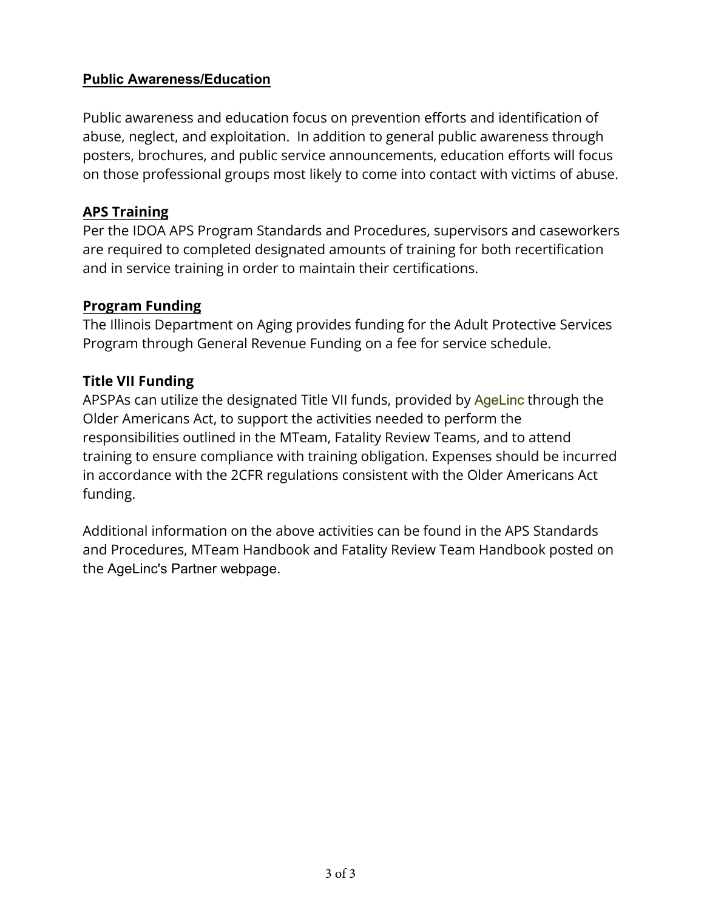**Public Awareness/Education**

Public awareness and education focus on prevention efforts and identification of abuse, neglect, and exploitation. In addition to general public awareness through posters, brochures, and public service announcements, education efforts will focus on those professional groups most likely to come into contact with victims of abuse.

**APS Training**

Per the IDOA APS Program Standards and Procedures, supervisors and caseworkers are required to completed designated amounts of training for both recertification and in service training in order to maintain their certifications.

**Program Funding**

The Illinois Department on Aging provides funding for the Adult Protective Services Program through General Revenue Funding on a fee for service schedule.

**Title VII Funding**

APSPAs can utilize the designated Title VII funds, provided by AgeLinc through the Older Americans Act, to support the activities needed to perform the responsibilities outlined in the MTeam, Fatality Review Teams, and to attend training to ensure compliance with training obligation. Expenses should be incurred in accordance with the 2CFR regulations consistent with the Older Americans Act funding.

Additional information on the above activities can be found in the APS Standards and Procedures, MTeam Handbook and Fatality Review Team Handbook posted on the AgeLinc's Partner webpage.